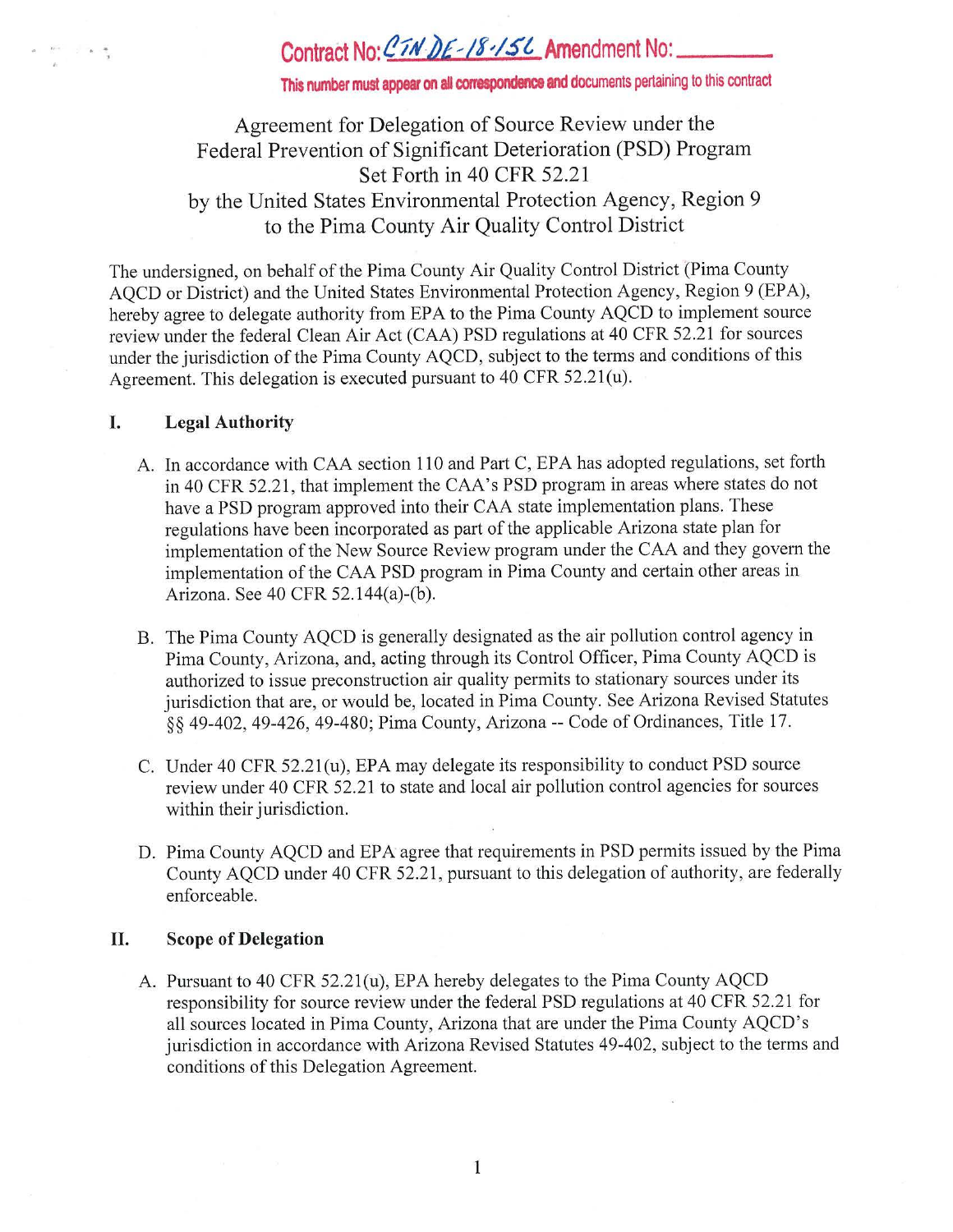Contract No: CTN DE-18-156 Amendment No: \_\_\_\_\_\_\_\_

This number must appear on all correspondence and documents pertaining to this contract

# Agreement for Delegation of Source Review under the Federal Prevention of Significant Deterioration (PSD) Program Set Forth in 40 CFR 52.21 by the United States Environmental Protection Agency, Region 9 to the Pima County Air Quality Control District

The undersigned, on behalf of the Pima County Air Quality Control District (Pima County AQCD or District) and the United States Environmental Protection Agency, Region 9 (EPA), hereby agree to delegate authority from EPA to the Pima County AQCD to implement source review under the federal Clean Air Act (CAA) PSD regulations at 40 CFR 52.21 for sources under the jurisdiction of the Pima County AQCD, subject to the terms and conditions of this Agreement. This delegation is executed pursuant to 40 CFR 52.21(u).

## I. Legal Authority

A. In accordance with CAA section 110 and Part C, EPA has adopted regulations, set forth in 40 CFR 52.21, that implement the CAA's PSD program in areas where states do not have a PSD program approved into their CAA state implementation plans. These regulations have been incorporated as part of the applicable Arizona state plan for implementation of the New Source Review program under the CAA and they govern the implementation of the CAA PSD program in Pima County and certain other areas in Arizona. See 40 CFR 52.144(a)-(b).

B. The Pima County AQCD is generally designated as the air pollution control agency in Pima County, Arizona, and, acting through its Control Officer, Pima County AQCD is authorized to issue preconstruction air quality permits to stationary sources under its jurisdiction that are, or would be, located in Pima County. See Arizona Revised Statutes §§ 49-402, 49-426, 49-480; Pima County, Arizona -- Code of Ordinances, Title 17.

C. Under 40 CFR 52.21(u), EPA may delegate its responsibility to conduct PSD source review under 40 CFR 52.21 to state and local air pollution control agencies for sources within their jurisdiction.

D. Pima County AQCD and EPA agree that requirements in PSD permits issued by the Pima County AQCD under 40 CFR 52.21, pursuant to this delegation of authority, are federally enforceable.

## II. Scope of Delegation

A. Pursuant to 40 CFR 52.21(u), EPA hereby delegates to the Pima County AQCD responsibility for source review under the federal PSD regulations at 40 CFR 52.21 for all sources located in Pima County, Arizona that are under the Pima County AQCD's jurisdiction in accordance with Arizona Revised Statutes 49-402, subject to the terms and conditions of this Delegation Agreement.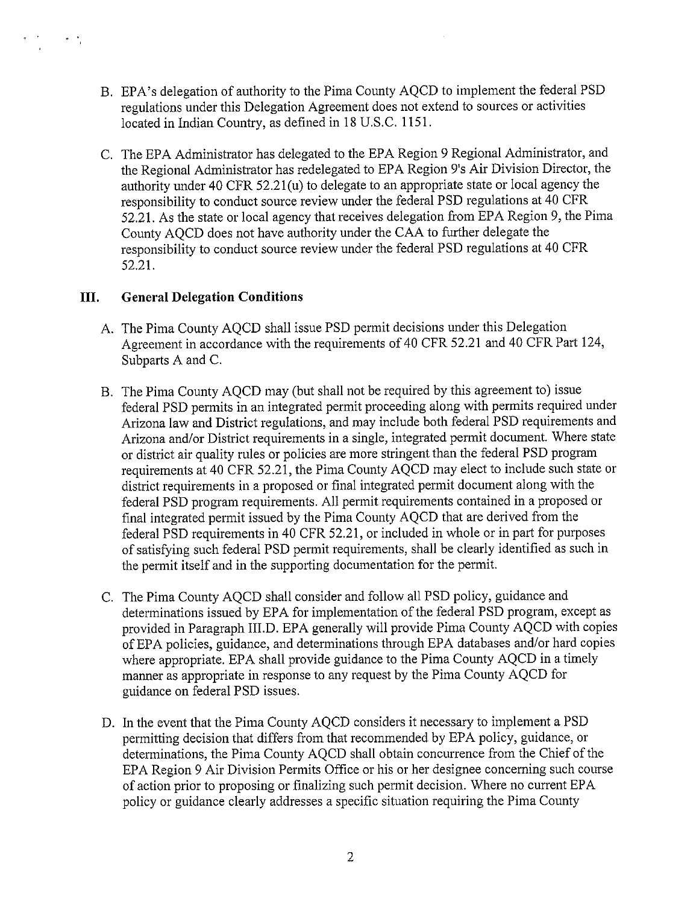B. EPA's delegation of authority to the Pima County AQCD to implement the federal PSD regulations under this Delegation Agreement does not extend to sources or activities located in Indian Country, as defined in 18 U.S.C. 1151.

C. The EPA Administrator has delegated to the EPA Region 9 Regional Administrator, and the Regional Administrator has redelegated to EPA Region 9's Air Division Director, the authority under 40 CFR 52.21(u) to delegate to an appropriate state or local agency the responsibility to conduct source review under the federal PSD regulations at 40 CFR 52.21. As the state or local agency that receives delegation from EPA Region 9, the Pima County AQCD does not have authority under the CAA to further delegate the responsibility to conduct source review under the federal PSD regulations at 40 CFR 52.21.

## III. General Delegation Conditions

A. The Pima County AQCD shall issue PSD permit decisions under this Delegation Agreement in accordance with the requirements of 40 CFR 52.21 and 40 CFR Part 124, Subparts A and C.

B. The Pima County AQCD may (but shall not be required by this agreement to) issue federal PSD permits in an integrated permit proceeding along with permits required under Arizona law and District regulations, and may include both federal PSD requirements and Arizona and/or District requirements in a single, integrated permit document. Where state or district air quality rules or policies are more stringent than the federal PSD program requirements at 40 CFR 52.21, the Pima County AQCD may elect to include such state or district requirements in a proposed or final integrated permit document along with the federal PSD program requirements. All permit requirements contained in a proposed or final integrated permit issued by the Pima County AQCD that are derived from the federal PSD requirements in 40 CFR 52.21, or included in whole or in part for purposes of satisfying such federal PSD permit requirements, shall be clearly identified as such in the permit itself and in the supporting documentation for the permit.

C. The Pima County AQCD shall consider and follow all PSD policy, guidance and determinations issued by EPA for implementation of the federal PSD program, except as provided in Paragraph III.D. EPA generally will provide Pima County AQCD with copies of EPA policies, guidance, and determinations through EPA databases and/or hard copies where appropriate. EPA shall provide guidance to the Pima County AQCD in a timely manner as appropriate in response to any request by the Pima County AQCD for guidance on federal PSD issues.

D. In the event that the Pima County AQCD considers it necessary to implement a PSD permitting decision that differs from that recommended by EPA policy, guidance, or determinations, the Pima County AQCD shall obtain concurrence from the Chief of the EPA Region 9 Air Division Permits Office or his or her designee concerning such course of action prior to proposing or finalizing such permit decision. Where no current EPA policy or guidance clearly addresses a specific situation requiring the Pima County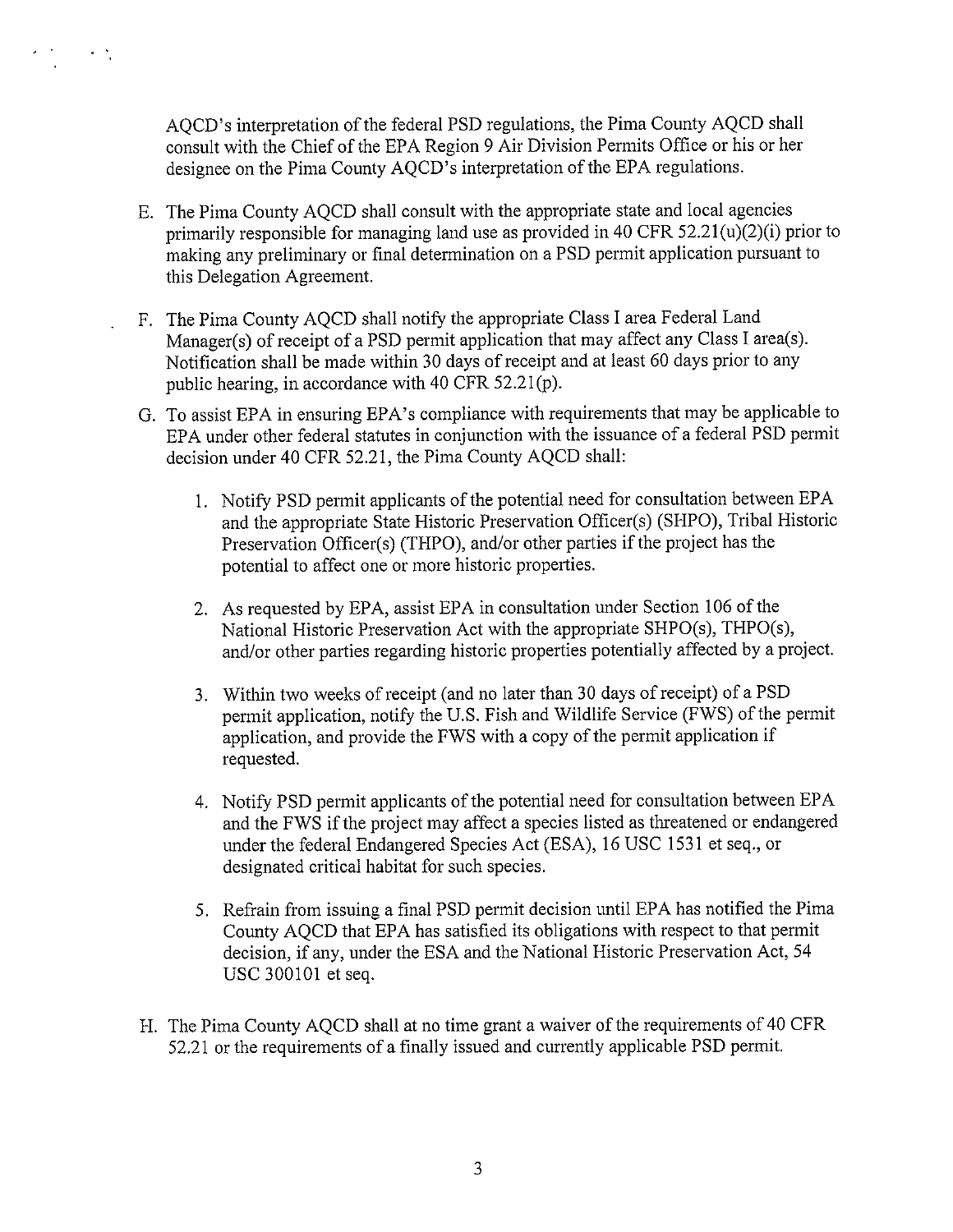AQCD's interpretation of the federal PSD regulations, the Pima County AQCD shall consult with the Chief of the EPA Region 9 Air Division Permits Office or his or her designee on the Pima County AQCD's interpretation of the EPA regulations.

E. The Pima County AQCD shall consult with the appropriate state and local agencies primarily responsible for managing land use as provided in 40 CFR 52.21(u)(2)(i) prior to making any preliminary or final determination on a PSD permit application pursuant to this Delegation Agreement.

F. The Pima County AQCD shall notify the appropriate Class I area Federal Land Manager(s) of receipt of a PSD permit application that may affect any Class I area(s). Notification shall be made within 30 days of receipt and at least 60 days prior to any public hearing, in accordance with 40 CFR 52.21(p).

G. To assist EPA in ensuring EPA's compliance with requirements that may be applicable to EPA under other federal statutes in conjunction with the issuance of a federal PSD permit decision under 40 CFR 52.21, the Pima County AQCD shall:

   1. Notify PSD permit applicants of the potential need for consultation between EPA and the appropriate State Historic Preservation Officer(s) (SHPO), Tribal Historic Preservation Officer(s) (THPO), and/or other parties if the project has the potential to affect one or more historic properties.

   2. As requested by EPA, assist EPA in consultation under Section 106 of the National Historic Preservation Act with the appropriate SHPO(s), THPO(s), and/or other parties regarding historic properties potentially affected by a project.

   3. Within two weeks of receipt (and no later than 30 days of receipt) of a PSD permit application, notify the U.S. Fish and Wildlife Service (FWS) of the permit application, and provide the FWS with a copy of the permit application if requested.

   4. Notify PSD permit applicants of the potential need for consultation between EPA and the FWS if the project may affect a species listed as threatened or endangered under the federal Endangered Species Act (ESA), 16 USC 1531 et seq., or designated critical habitat for such species.

   5. Refrain from issuing a final PSD permit decision until EPA has notified the Pima County AQCD that EPA has satisfied its obligations with respect to that permit decision, if any, under the ESA and the National Historic Preservation Act, 54 USC 300101 et seq.

H. The Pima County AQCD shall at no time grant a waiver of the requirements of 40 CFR 52.21 or the requirements of a finally issued and currently applicable PSD permit.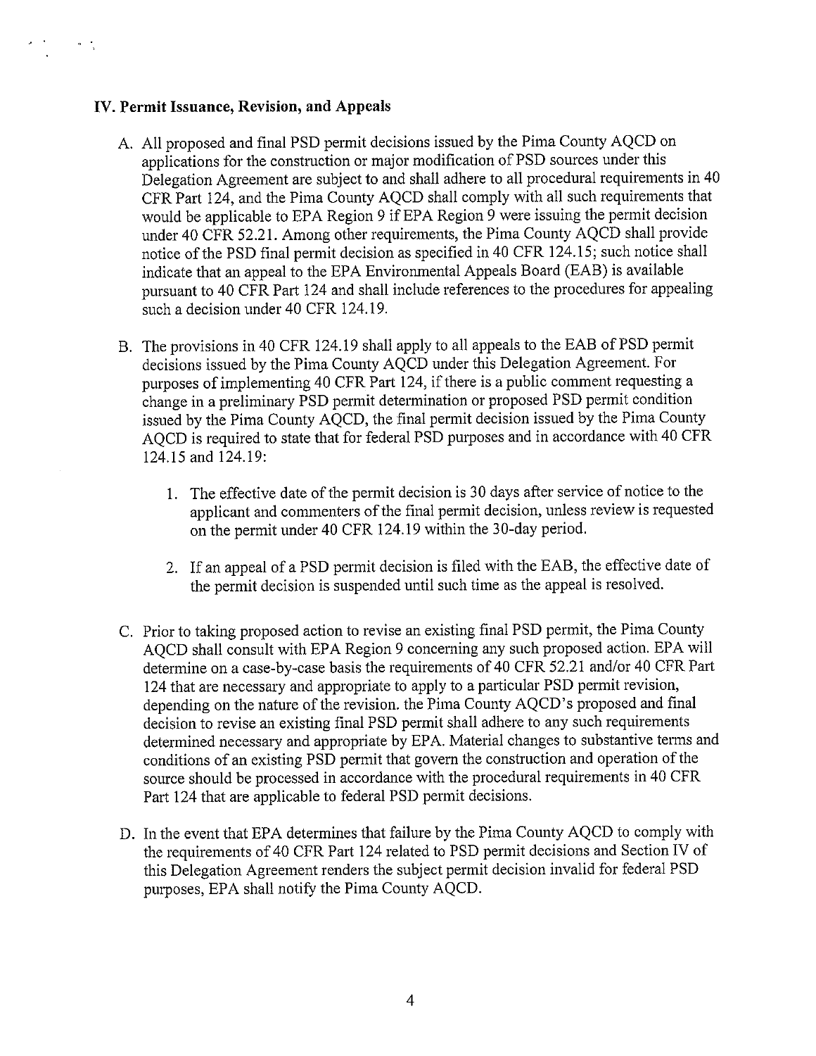## IV. Permit Issuance, Revision, and Appeals

A. All proposed and final PSD permit decisions issued by the Pima County AQCD on applications for the construction or major modification of PSD sources under this Delegation Agreement are subject to and shall adhere to all procedural requirements in 40 CFR Part 124, and the Pima County AQCD shall comply with all such requirements that would be applicable to EPA Region 9 if EPA Region 9 were issuing the permit decision under 40 CFR 52.21. Among other requirements, the Pima County AQCD shall provide notice of the PSD final permit decision as specified in 40 CFR 124.15; such notice shall indicate that an appeal to the EPA Environmental Appeals Board (EAB) is available pursuant to 40 CFR Part 124 and shall include references to the procedures for appealing such a decision under 40 CFR 124.19.

B. The provisions in 40 CFR 124.19 shall apply to all appeals to the EAB of PSD permit decisions issued by the Pima County AQCD under this Delegation Agreement. For purposes of implementing 40 CFR Part 124, if there is a public comment requesting a change in a preliminary PSD permit determination or proposed PSD permit condition issued by the Pima County AQCD, the final permit decision issued by the Pima County AQCD is required to state that for federal PSD purposes and in accordance with 40 CFR 124.15 and 124.19:

   1. The effective date of the permit decision is 30 days after service of notice to the applicant and commenters of the final permit decision, unless review is requested on the permit under 40 CFR 124.19 within the 30-day period.

   2. If an appeal of a PSD permit decision is filed with the EAB, the effective date of the permit decision is suspended until such time as the appeal is resolved.

C. Prior to taking proposed action to revise an existing final PSD permit, the Pima County AQCD shall consult with EPA Region 9 concerning any such proposed action. EPA will determine on a case-by-case basis the requirements of 40 CFR 52.21 and/or 40 CFR Part 124 that are necessary and appropriate to apply to a particular PSD permit revision, depending on the nature of the revision. the Pima County AQCD's proposed and final decision to revise an existing final PSD permit shall adhere to any such requirements determined necessary and appropriate by EPA. Material changes to substantive terms and conditions of an existing PSD permit that govern the construction and operation of the source should be processed in accordance with the procedural requirements in 40 CFR Part 124 that are applicable to federal PSD permit decisions.

D. In the event that EPA determines that failure by the Pima County AQCD to comply with the requirements of 40 CFR Part 124 related to PSD permit decisions and Section IV of this Delegation Agreement renders the subject permit decision invalid for federal PSD purposes, EPA shall notify the Pima County AQCD.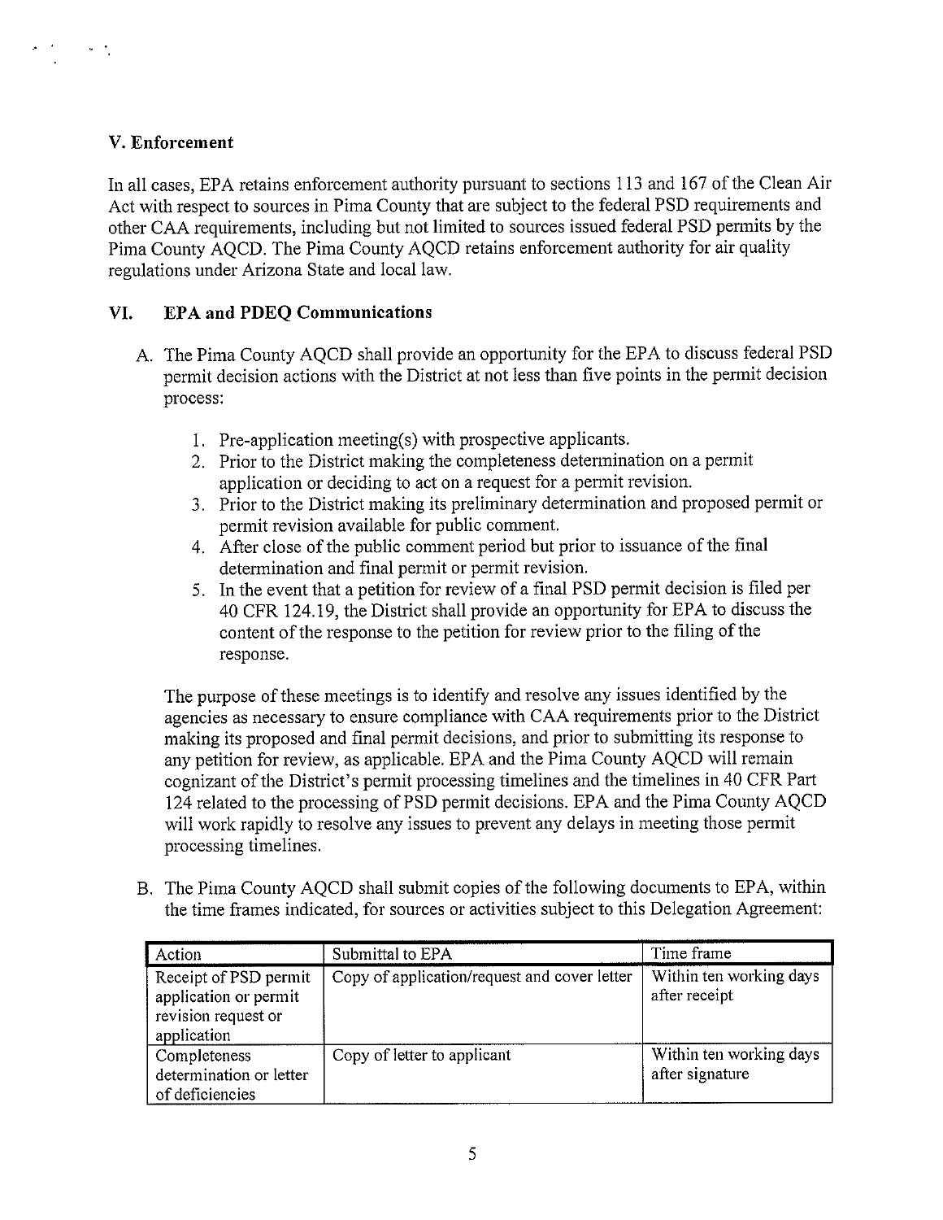## V. Enforcement

In all cases, EPA retains enforcement authority pursuant to sections 113 and 167 of the Clean Air Act with respect to sources in Pima County that are subject to the federal PSD requirements and other CAA requirements, including but not limited to sources issued federal PSD permits by the Pima County AQCD. The Pima County AQCD retains enforcement authority for air quality regulations under Arizona State and local law.

## VI. EPA and PDEQ Communications

A. The Pima County AQCD shall provide an opportunity for the EPA to discuss federal PSD permit decision actions with the District at not less than five points in the permit decision process:

1. Pre-application meeting(s) with prospective applicants.
2. Prior to the District making the completeness determination on a permit application or deciding to act on a request for a permit revision.
3. Prior to the District making its preliminary determination and proposed permit or permit revision available for public comment.
4. After close of the public comment period but prior to issuance of the final determination and final permit or permit revision.
5. In the event that a petition for review of a final PSD permit decision is filed per 40 CFR 124.19, the District shall provide an opportunity for EPA to discuss the content of the response to the petition for review prior to the filing of the response.

The purpose of these meetings is to identify and resolve any issues identified by the agencies as necessary to ensure compliance with CAA requirements prior to the District making its proposed and final permit decisions, and prior to submitting its response to any petition for review, as applicable. EPA and the Pima County AQCD will remain cognizant of the District's permit processing timelines and the timelines in 40 CFR Part 124 related to the processing of PSD permit decisions. EPA and the Pima County AQCD will work rapidly to resolve any issues to prevent any delays in meeting those permit processing timelines.

B. The Pima County AQCD shall submit copies of the following documents to EPA, within the time frames indicated, for sources or activities subject to this Delegation Agreement:

| Action | Submittal to EPA | Time frame |
|---|---|---|
| Receipt of PSD permit application or permit revision request or application | Copy of application/request and cover letter | Within ten working days after receipt |
| Completeness determination or letter of deficiencies | Copy of letter to applicant | Within ten working days after signature |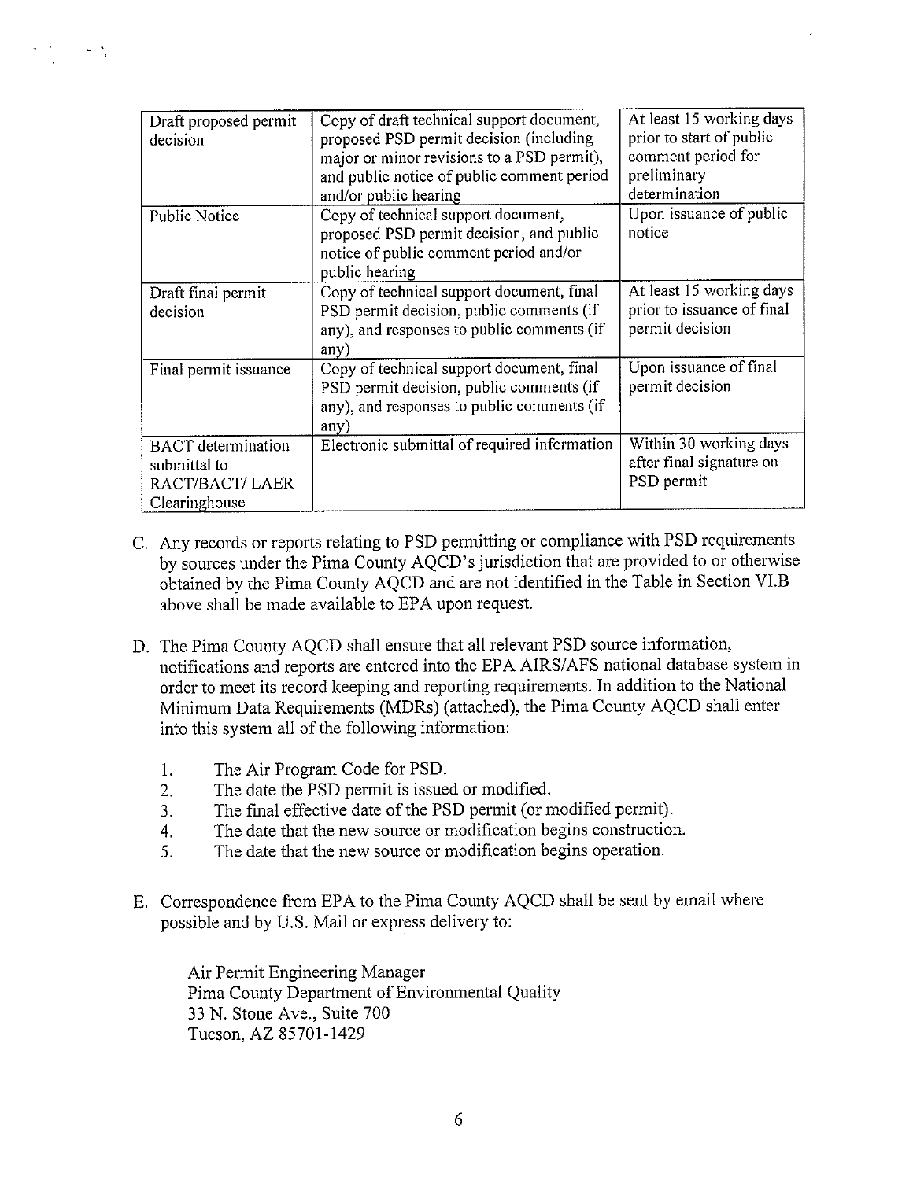| Draft proposed permit decision | Copy of draft technical support document, proposed PSD permit decision (including major or minor revisions to a PSD permit), and public notice of public comment period and/or public hearing | At least 15 working days prior to start of public comment period for preliminary determination |
|---|---|---|
| Public Notice | Copy of technical support document, proposed PSD permit decision, and public notice of public comment period and/or public hearing | Upon issuance of public notice |
| Draft final permit decision | Copy of technical support document, final PSD permit decision, public comments (if any), and responses to public comments (if any) | At least 15 working days prior to issuance of final permit decision |
| Final permit issuance | Copy of technical support document, final PSD permit decision, public comments (if any), and responses to public comments (if any) | Upon issuance of final permit decision |
| BACT determination submittal to RACT/BACT/ LAER Clearinghouse | Electronic submittal of required information | Within 30 working days after final signature on PSD permit |

C. Any records or reports relating to PSD permitting or compliance with PSD requirements by sources under the Pima County AQCD's jurisdiction that are provided to or otherwise obtained by the Pima County AQCD and are not identified in the Table in Section VI.B above shall be made available to EPA upon request.

D. The Pima County AQCD shall ensure that all relevant PSD source information, notifications and reports are entered into the EPA AIRS/AFS national database system in order to meet its record keeping and reporting requirements. In addition to the National Minimum Data Requirements (MDRs) (attached), the Pima County AQCD shall enter into this system all of the following information:

1. The Air Program Code for PSD.
2. The date the PSD permit is issued or modified.
3. The final effective date of the PSD permit (or modified permit).
4. The date that the new source or modification begins construction.
5. The date that the new source or modification begins operation.

E. Correspondence from EPA to the Pima County AQCD shall be sent by email where possible and by U.S. Mail or express delivery to:

Air Permit Engineering Manager
Pima County Department of Environmental Quality
33 N. Stone Ave., Suite 700
Tucson, AZ 85701-1429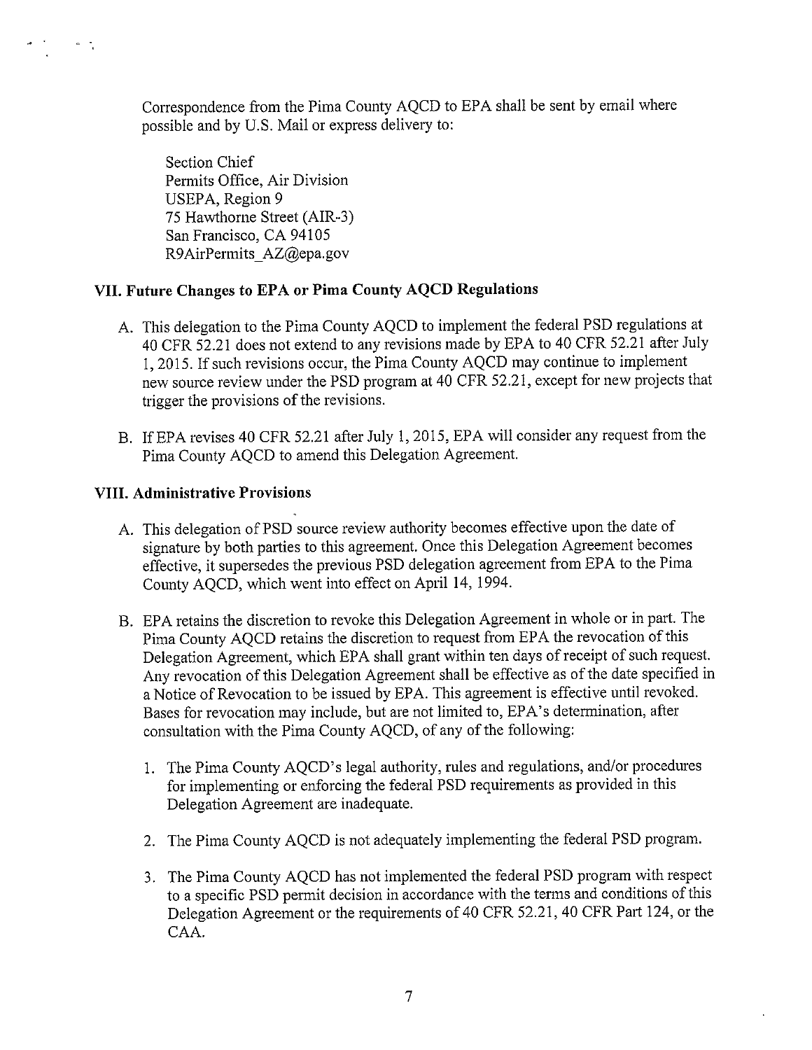Correspondence from the Pima County AQCD to EPA shall be sent by email where possible and by U.S. Mail or express delivery to:

Section Chief
Permits Office, Air Division
USEPA, Region 9
75 Hawthorne Street (AIR-3)
San Francisco, CA 94105
R9AirPermits_AZ@epa.gov

## VII. Future Changes to EPA or Pima County AQCD Regulations

A. This delegation to the Pima County AQCD to implement the federal PSD regulations at 40 CFR 52.21 does not extend to any revisions made by EPA to 40 CFR 52.21 after July 1, 2015. If such revisions occur, the Pima County AQCD may continue to implement new source review under the PSD program at 40 CFR 52.21, except for new projects that trigger the provisions of the revisions.

B. If EPA revises 40 CFR 52.21 after July 1, 2015, EPA will consider any request from the Pima County AQCD to amend this Delegation Agreement.

## VIII. Administrative Provisions

A. This delegation of PSD source review authority becomes effective upon the date of signature by both parties to this agreement. Once this Delegation Agreement becomes effective, it supersedes the previous PSD delegation agreement from EPA to the Pima County AQCD, which went into effect on April 14, 1994.

B. EPA retains the discretion to revoke this Delegation Agreement in whole or in part. The Pima County AQCD retains the discretion to request from EPA the revocation of this Delegation Agreement, which EPA shall grant within ten days of receipt of such request. Any revocation of this Delegation Agreement shall be effective as of the date specified in a Notice of Revocation to be issued by EPA. This agreement is effective until revoked. Bases for revocation may include, but are not limited to, EPA's determination, after consultation with the Pima County AQCD, of any of the following:

   1. The Pima County AQCD's legal authority, rules and regulations, and/or procedures for implementing or enforcing the federal PSD requirements as provided in this Delegation Agreement are inadequate.

   2. The Pima County AQCD is not adequately implementing the federal PSD program.

   3. The Pima County AQCD has not implemented the federal PSD program with respect to a specific PSD permit decision in accordance with the terms and conditions of this Delegation Agreement or the requirements of 40 CFR 52.21, 40 CFR Part 124, or the CAA.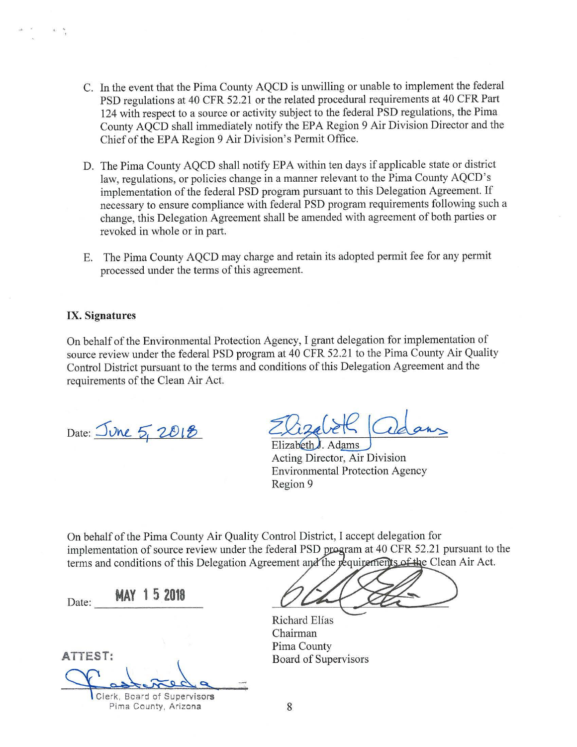C. In the event that the Pima County AQCD is unwilling or unable to implement the federal PSD regulations at 40 CFR 52.21 or the related procedural requirements at 40 CFR Part 124 with respect to a source or activity subject to the federal PSD regulations, the Pima County AQCD shall immediately notify the EPA Region 9 Air Division Director and the Chief of the EPA Region 9 Air Division's Permit Office.

D. The Pima County AQCD shall notify EPA within ten days if applicable state or district law, regulations, or policies change in a manner relevant to the Pima County AQCD's implementation of the federal PSD program pursuant to this Delegation Agreement. If necessary to ensure compliance with federal PSD program requirements following such a change, this Delegation Agreement shall be amended with agreement of both parties or revoked in whole or in part.

E. The Pima County AQCD may charge and retain its adopted permit fee for any permit processed under the terms of this agreement.

**IX. Signatures**

On behalf of the Environmental Protection Agency, I grant delegation for implementation of source review under the federal PSD program at 40 CFR 52.21 to the Pima County Air Quality Control District pursuant to the terms and conditions of this Delegation Agreement and the requirements of the Clean Air Act.

Date: June 5, 2018

Elizabeth J. Adams
Acting Director, Air Division
Environmental Protection Agency
Region 9

On behalf of the Pima County Air Quality Control District, I accept delegation for implementation of source review under the federal PSD program at 40 CFR 52.21 pursuant to the terms and conditions of this Delegation Agreement and the requirements of the Clean Air Act.

Date: MAY 15 2018

Richard Elías
Chairman
Pima County
Board of Supervisors

ATTEST:

Clerk, Board of Supervisors
Pima County, Arizona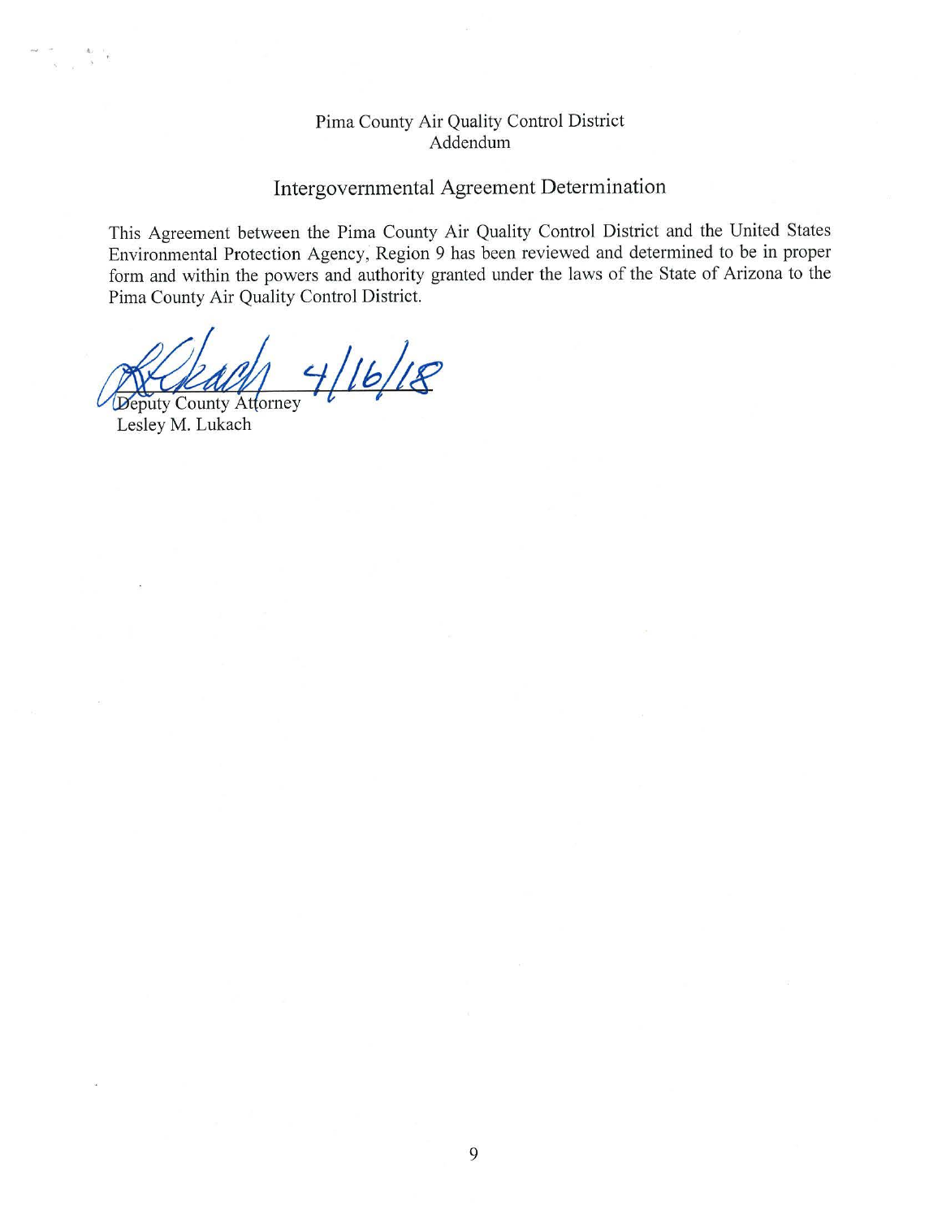Pima County Air Quality Control District
Addendum

## Intergovernmental Agreement Determination

This Agreement between the Pima County Air Quality Control District and the United States Environmental Protection Agency, Region 9 has been reviewed and determined to be in proper form and within the powers and authority granted under the laws of the State of Arizona to the Pima County Air Quality Control District.

4/16/18

Deputy County Attorney
Lesley M. Lukach